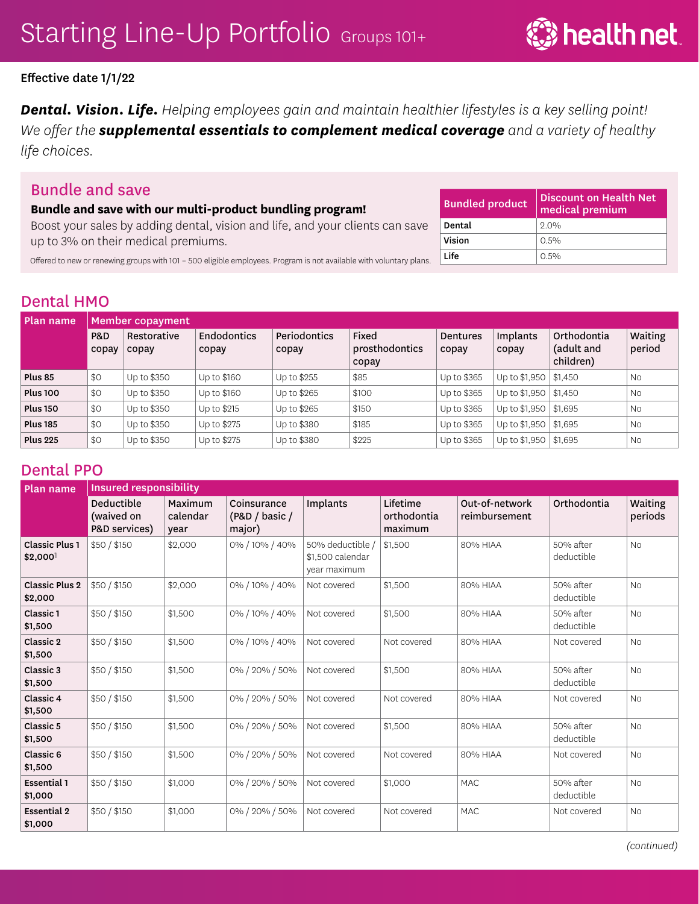# Starting Line-Up Portfolio Groups 101+

health net

**Effective date 1/1/22**

***Dental. Vision. Life.*** *Helping employees gain and maintain healthier lifestyles is a key selling point! We offer the* ***supplemental essentials to complement medical coverage*** *and a variety of healthy life choices.*

## Bundle and save

**Bundle and save with our multi-product bundling program!**

Boost your sales by adding dental, vision and life, and your clients can save up to 3% on their medical premiums.

Offered to new or renewing groups with 101 – 500 eligible employees. Program is not available with voluntary plans.

| Bundled product | Discount on Health Net medical premium |
|---|---|
| **Dental** | 2.0% |
| **Vision** | 0.5% |
| **Life** | 0.5% |

## Dental HMO

| Plan name | Member copayment | | | | | | | | |
|---|---|---|---|---|---|---|---|---|---|
| | P&D copay | Restorative copay | Endodontics copay | Periodontics copay | Fixed prosthodontics copay | Dentures copay | Implants copay | Orthodontia (adult and children) | Waiting period |
| **Plus 85** | $0 | Up to $350 | Up to $160 | Up to $255 | $85 | Up to $365 | Up to $1,950 | $1,450 | No |
| **Plus 100** | $0 | Up to $350 | Up to $160 | Up to $265 | $100 | Up to $365 | Up to $1,950 | $1,450 | No |
| **Plus 150** | $0 | Up to $350 | Up to $215 | Up to $265 | $150 | Up to $365 | Up to $1,950 | $1,695 | No |
| **Plus 185** | $0 | Up to $350 | Up to $275 | Up to $380 | $185 | Up to $365 | Up to $1,950 | $1,695 | No |
| **Plus 225** | $0 | Up to $350 | Up to $275 | Up to $380 | $225 | Up to $365 | Up to $1,950 | $1,695 | No |

## Dental PPO

| Plan name | Insured responsibility | | | | | | | |
|---|---|---|---|---|---|---|---|---|
| | Deductible (waived on P&D services) | Maximum calendar year | Coinsurance (P&D / basic / major) | Implants | Lifetime orthodontia maximum | Out-of-network reimbursement | Orthodontia | Waiting periods |
| **Classic Plus 1 $2,000**[1] | $50 / $150 | $2,000 | 0% / 10% / 40% | 50% deductible / $1,500 calendar year maximum | $1,500 | 80% HIAA | 50% after deductible | No |
| **Classic Plus 2 $2,000** | $50 / $150 | $2,000 | 0% / 10% / 40% | Not covered | $1,500 | 80% HIAA | 50% after deductible | No |
| **Classic 1 $1,500** | $50 / $150 | $1,500 | 0% / 10% / 40% | Not covered | $1,500 | 80% HIAA | 50% after deductible | No |
| **Classic 2 $1,500** | $50 / $150 | $1,500 | 0% / 10% / 40% | Not covered | Not covered | 80% HIAA | Not covered | No |
| **Classic 3 $1,500** | $50 / $150 | $1,500 | 0% / 20% / 50% | Not covered | $1,500 | 80% HIAA | 50% after deductible | No |
| **Classic 4 $1,500** | $50 / $150 | $1,500 | 0% / 20% / 50% | Not covered | Not covered | 80% HIAA | Not covered | No |
| **Classic 5 $1,500** | $50 / $150 | $1,500 | 0% / 20% / 50% | Not covered | $1,500 | 80% HIAA | 50% after deductible | No |
| **Classic 6 $1,500** | $50 / $150 | $1,500 | 0% / 20% / 50% | Not covered | Not covered | 80% HIAA | Not covered | No |
| **Essential 1 $1,000** | $50 / $150 | $1,000 | 0% / 20% / 50% | Not covered | $1,000 | MAC | 50% after deductible | No |
| **Essential 2 $1,000** | $50 / $150 | $1,000 | 0% / 20% / 50% | Not covered | Not covered | MAC | Not covered | No |

*(continued)*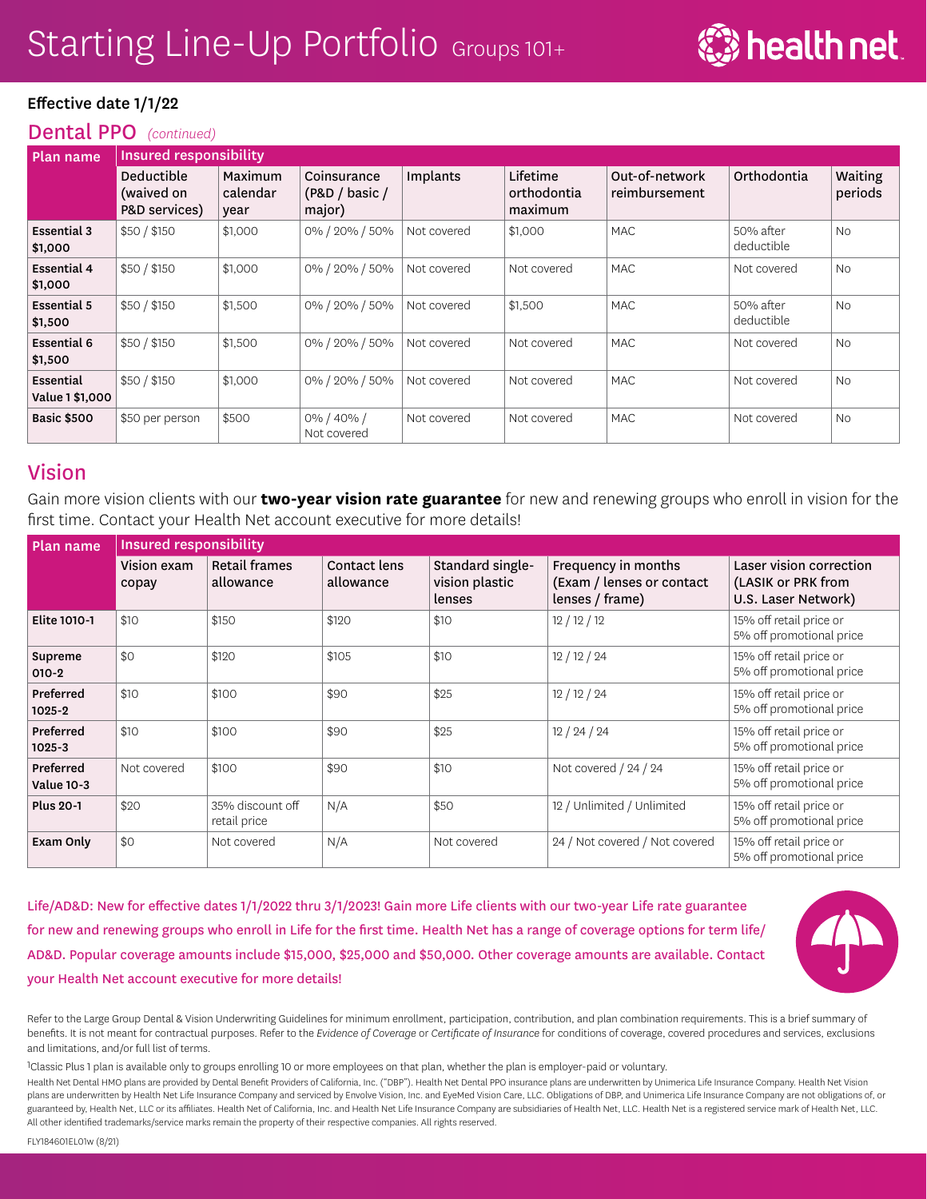# Starting Line-Up Portfolio Groups 101+

**Effective date 1/1/22**

## Dental PPO *(continued)*

| Plan name | Insured responsibility | | | | | | | |
|---|---|---|---|---|---|---|---|---|
| | Deductible (waived on P&D services) | Maximum calendar year | Coinsurance (P&D / basic / major) | Implants | Lifetime orthodontia maximum | Out-of-network reimbursement | Orthodontia | Waiting periods |
| **Essential 3 $1,000** | $50 / $150 | $1,000 | 0% / 20% / 50% | Not covered | $1,000 | MAC | 50% after deductible | No |
| **Essential 4 $1,000** | $50 / $150 | $1,000 | 0% / 20% / 50% | Not covered | Not covered | MAC | Not covered | No |
| **Essential 5 $1,500** | $50 / $150 | $1,500 | 0% / 20% / 50% | Not covered | $1,500 | MAC | 50% after deductible | No |
| **Essential 6 $1,500** | $50 / $150 | $1,500 | 0% / 20% / 50% | Not covered | Not covered | MAC | Not covered | No |
| **Essential Value 1 $1,000** | $50 / $150 | $1,000 | 0% / 20% / 50% | Not covered | Not covered | MAC | Not covered | No |
| **Basic $500** | $50 per person | $500 | 0% / 40% / Not covered | Not covered | Not covered | MAC | Not covered | No |

## Vision

Gain more vision clients with our **two-year vision rate guarantee** for new and renewing groups who enroll in vision for the first time. Contact your Health Net account executive for more details!

| Plan name | Insured responsibility | | | | | |
|---|---|---|---|---|---|---|
| | Vision exam copay | Retail frames allowance | Contact lens allowance | Standard single-vision plastic lenses | Frequency in months (Exam / lenses or contact lenses / frame) | Laser vision correction (LASIK or PRK from U.S. Laser Network) |
| **Elite 1010-1** | $10 | $150 | $120 | $10 | 12 / 12 / 12 | 15% off retail price or 5% off promotional price |
| **Supreme 010-2** | $0 | $120 | $105 | $10 | 12 / 12 / 24 | 15% off retail price or 5% off promotional price |
| **Preferred 1025-2** | $10 | $100 | $90 | $25 | 12 / 12 / 24 | 15% off retail price or 5% off promotional price |
| **Preferred 1025-3** | $10 | $100 | $90 | $25 | 12 / 24 / 24 | 15% off retail price or 5% off promotional price |
| **Preferred Value 10-3** | Not covered | $100 | $90 | $10 | Not covered / 24 / 24 | 15% off retail price or 5% off promotional price |
| **Plus 20-1** | $20 | 35% discount off retail price | N/A | $50 | 12 / Unlimited / Unlimited | 15% off retail price or 5% off promotional price |
| **Exam Only** | $0 | Not covered | N/A | Not covered | 24 / Not covered / Not covered | 15% off retail price or 5% off promotional price |

Life/AD&D: New for effective dates 1/1/2022 thru 3/1/2023! Gain more Life clients with our two-year Life rate guarantee for new and renewing groups who enroll in Life for the first time. Health Net has a range of coverage options for term life/AD&D. Popular coverage amounts include $15,000, $25,000 and $50,000. Other coverage amounts are available. Contact your Health Net account executive for more details!

Refer to the Large Group Dental & Vision Underwriting Guidelines for minimum enrollment, participation, contribution, and plan combination requirements. This is a brief summary of benefits. It is not meant for contractual purposes. Refer to the *Evidence of Coverage* or *Certificate of Insurance* for conditions of coverage, covered procedures and services, exclusions and limitations, and/or full list of terms.

[1]Classic Plus 1 plan is available only to groups enrolling 10 or more employees on that plan, whether the plan is employer-paid or voluntary.

Health Net Dental HMO plans are provided by Dental Benefit Providers of California, Inc. ("DBP"). Health Net Dental PPO insurance plans are underwritten by Unimerica Life Insurance Company. Health Net Vision plans are underwritten by Health Net Life Insurance Company and serviced by Envolve Vision, Inc. and EyeMed Vision Care, LLC. Obligations of DBP, and Unimerica Life Insurance Company are not obligations of, or guaranteed by, Health Net, LLC or its affiliates. Health Net of California, Inc. and Health Net Life Insurance Company are subsidiaries of Health Net, LLC. Health Net is a registered service mark of Health Net, LLC. All other identified trademarks/service marks remain the property of their respective companies. All rights reserved.

FLY184601EL01w (8/21)